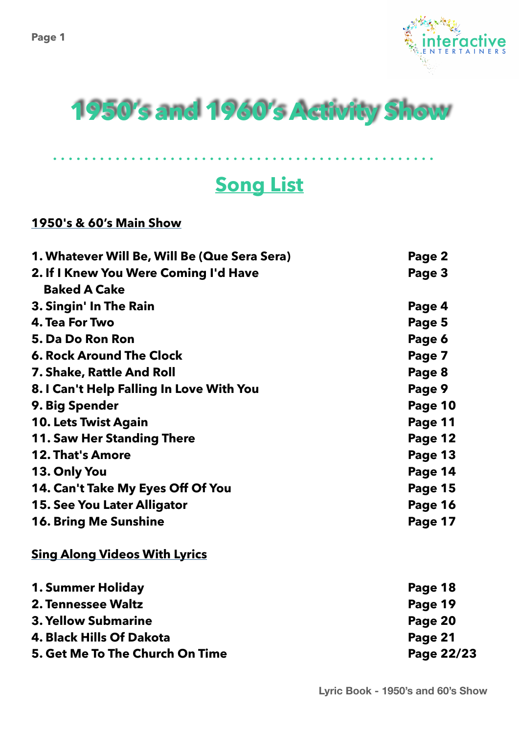# 1950's and 1960's Activity Show

## Song List

### 1950's & 60's Main Show

| | |
|---|---|
| 1. Whatever Will Be, Will Be (Que Sera Sera) | Page 2 |
| 2. If I Knew You Were Coming I'd Have Baked A Cake | Page 3 |
| 3. Singin' In The Rain | Page 4 |
| 4. Tea For Two | Page 5 |
| 5. Da Do Ron Ron | Page 6 |
| 6. Rock Around The Clock | Page 7 |
| 7. Shake, Rattle And Roll | Page 8 |
| 8. I Can't Help Falling In Love With You | Page 9 |
| 9. Big Spender | Page 10 |
| 10. Lets Twist Again | Page 11 |
| 11. Saw Her Standing There | Page 12 |
| 12. That's Amore | Page 13 |
| 13. Only You | Page 14 |
| 14. Can't Take My Eyes Off Of You | Page 15 |
| 15. See You Later Alligator | Page 16 |
| 16. Bring Me Sunshine | Page 17 |

### Sing Along Videos With Lyrics

| | |
|---|---|
| 1. Summer Holiday | Page 18 |
| 2. Tennessee Waltz | Page 19 |
| 3. Yellow Submarine | Page 20 |
| 4. Black Hills Of Dakota | Page 21 |
| 5. Get Me To The Church On Time | Page 22/23 |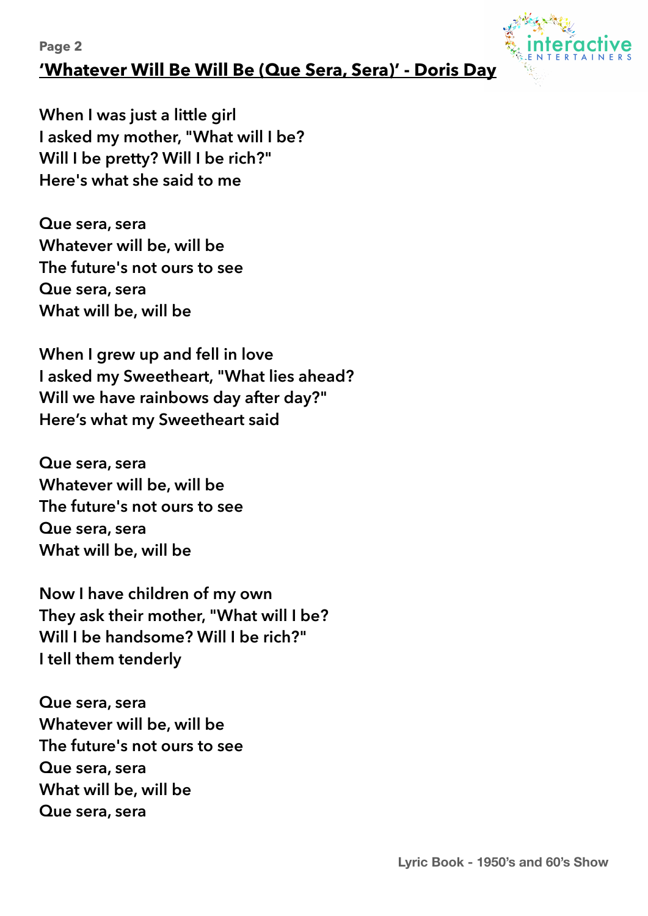## 'Whatever Will Be Will Be (Que Sera, Sera)' - Doris Day

When I was just a little girl  
I asked my mother, "What will I be?  
Will I be pretty? Will I be rich?"  
Here's what she said to me

Que sera, sera  
Whatever will be, will be  
The future's not ours to see  
Que sera, sera  
What will be, will be

When I grew up and fell in love  
I asked my Sweetheart, "What lies ahead?  
Will we have rainbows day after day?"  
Here's what my Sweetheart said

Que sera, sera  
Whatever will be, will be  
The future's not ours to see  
Que sera, sera  
What will be, will be

Now I have children of my own  
They ask their mother, "What will I be?  
Will I be handsome? Will I be rich?"  
I tell them tenderly

Que sera, sera  
Whatever will be, will be  
The future's not ours to see  
Que sera, sera  
What will be, will be  
Que sera, sera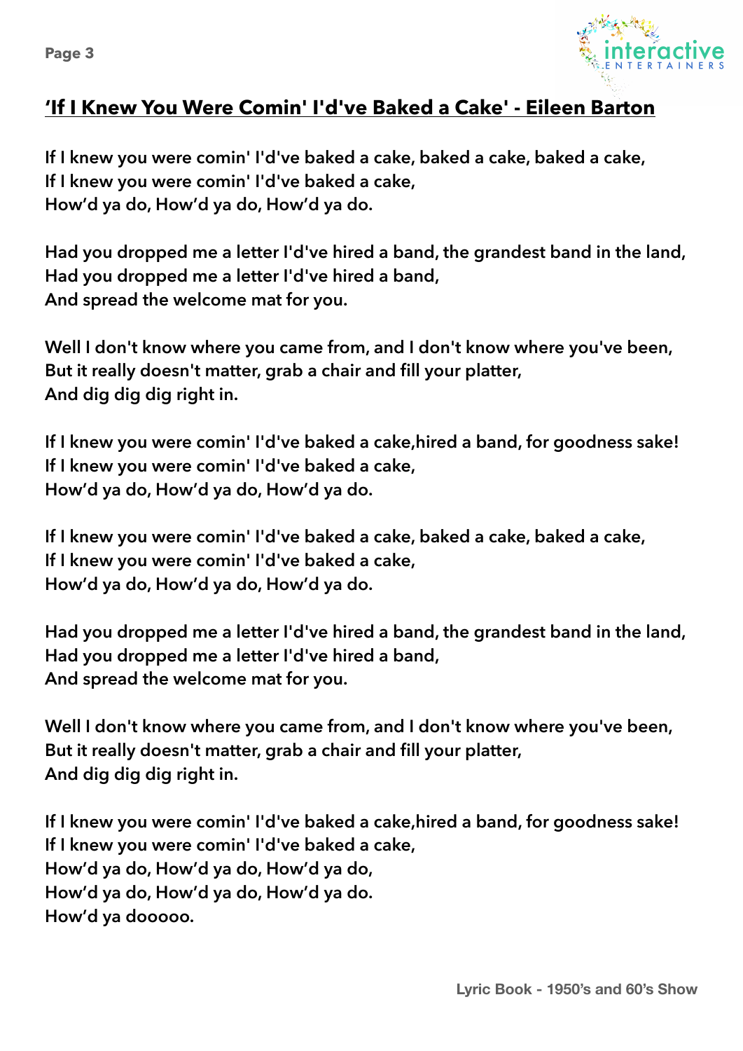## 'If I Knew You Were Comin' I'd've Baked a Cake' - Eileen Barton

If I knew you were comin' I'd've baked a cake, baked a cake, baked a cake,
If I knew you were comin' I'd've baked a cake,
How'd ya do, How'd ya do, How'd ya do.

Had you dropped me a letter I'd've hired a band, the grandest band in the land,
Had you dropped me a letter I'd've hired a band,
And spread the welcome mat for you.

Well I don't know where you came from, and I don't know where you've been,
But it really doesn't matter, grab a chair and fill your platter,
And dig dig dig right in.

If I knew you were comin' I'd've baked a cake,hired a band, for goodness sake!
If I knew you were comin' I'd've baked a cake,
How'd ya do, How'd ya do, How'd ya do.

If I knew you were comin' I'd've baked a cake, baked a cake, baked a cake,
If I knew you were comin' I'd've baked a cake,
How'd ya do, How'd ya do, How'd ya do.

Had you dropped me a letter I'd've hired a band, the grandest band in the land,
Had you dropped me a letter I'd've hired a band,
And spread the welcome mat for you.

Well I don't know where you came from, and I don't know where you've been,
But it really doesn't matter, grab a chair and fill your platter,
And dig dig dig right in.

If I knew you were comin' I'd've baked a cake,hired a band, for goodness sake!
If I knew you were comin' I'd've baked a cake,
How'd ya do, How'd ya do, How'd ya do,
How'd ya do, How'd ya do, How'd ya do.
How'd ya dooooo.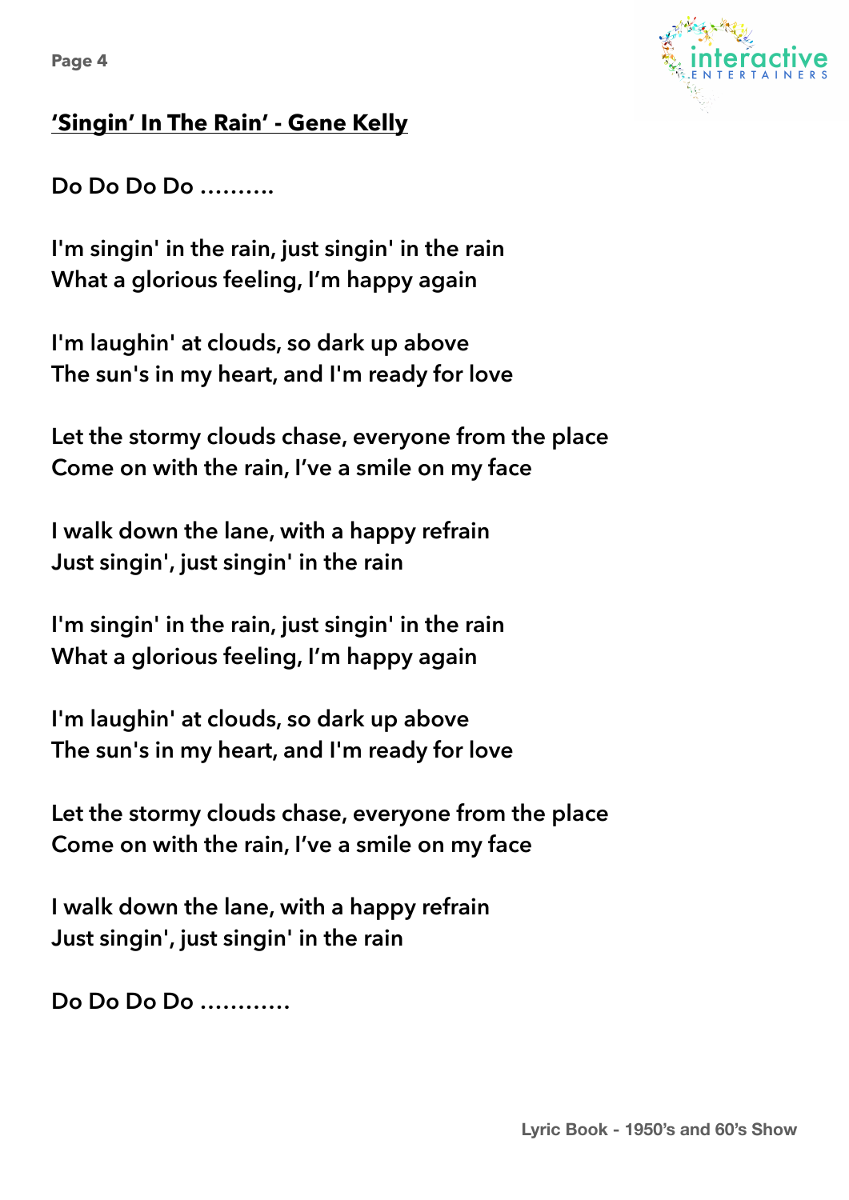## **'Singin' In The Rain' - Gene Kelly**

**Do Do Do Do ……….**

**I'm singin' in the rain, just singin' in the rain**
**What a glorious feeling, I'm happy again**

**I'm laughin' at clouds, so dark up above**
**The sun's in my heart, and I'm ready for love**

**Let the stormy clouds chase, everyone from the place**
**Come on with the rain, I've a smile on my face**

**I walk down the lane, with a happy refrain**
**Just singin', just singin' in the rain**

**I'm singin' in the rain, just singin' in the rain**
**What a glorious feeling, I'm happy again**

**I'm laughin' at clouds, so dark up above**
**The sun's in my heart, and I'm ready for love**

**Let the stormy clouds chase, everyone from the place**
**Come on with the rain, I've a smile on my face**

**I walk down the lane, with a happy refrain**
**Just singin', just singin' in the rain**

**Do Do Do Do …………**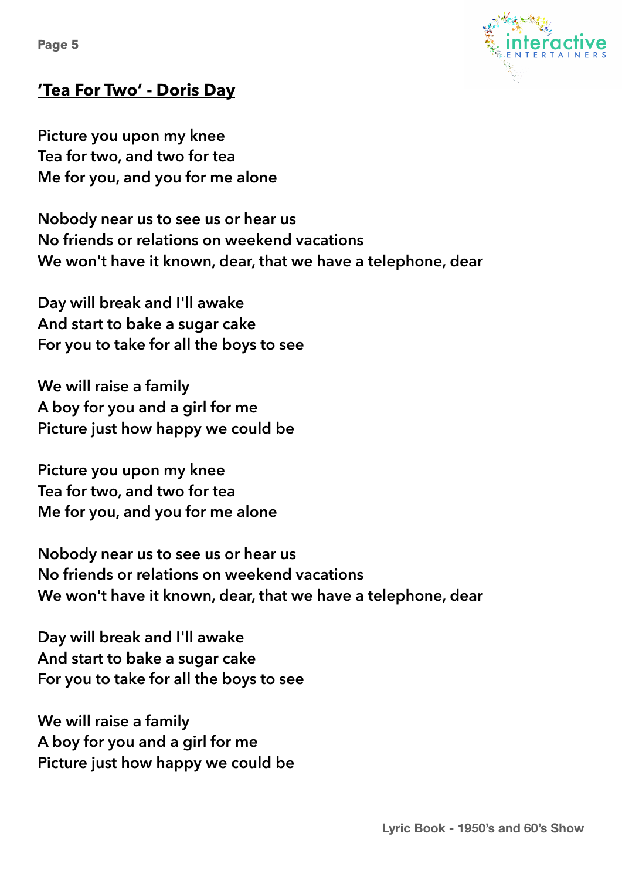## **'Tea For Two' - Doris Day**

**Picture you upon my knee**
**Tea for two, and two for tea**
**Me for you, and you for me alone**

**Nobody near us to see us or hear us**
**No friends or relations on weekend vacations**
**We won't have it known, dear, that we have a telephone, dear**

**Day will break and I'll awake**
**And start to bake a sugar cake**
**For you to take for all the boys to see**

**We will raise a family**
**A boy for you and a girl for me**
**Picture just how happy we could be**

**Picture you upon my knee**
**Tea for two, and two for tea**
**Me for you, and you for me alone**

**Nobody near us to see us or hear us**
**No friends or relations on weekend vacations**
**We won't have it known, dear, that we have a telephone, dear**

**Day will break and I'll awake**
**And start to bake a sugar cake**
**For you to take for all the boys to see**

**We will raise a family**
**A boy for you and a girl for me**
**Picture just how happy we could be**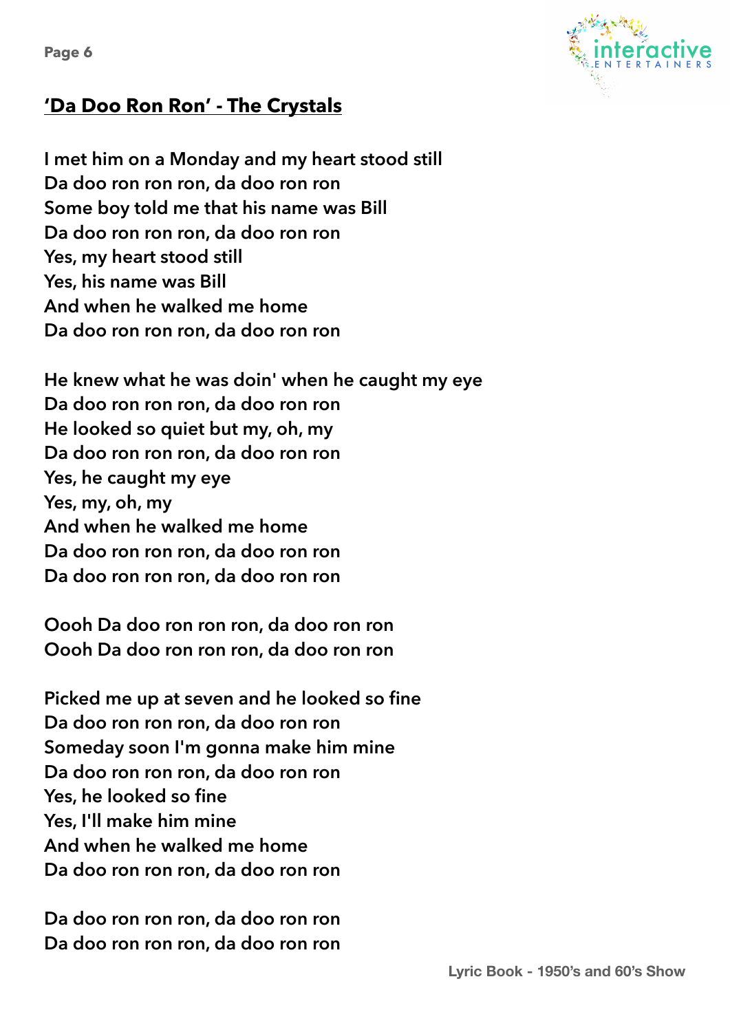## 'Da Doo Ron Ron' - The Crystals

**I met him on a Monday and my heart stood still**
**Da doo ron ron ron, da doo ron ron**
**Some boy told me that his name was Bill**
**Da doo ron ron ron, da doo ron ron**
**Yes, my heart stood still**
**Yes, his name was Bill**
**And when he walked me home**
**Da doo ron ron ron, da doo ron ron**

**He knew what he was doin' when he caught my eye**
**Da doo ron ron ron, da doo ron ron**
**He looked so quiet but my, oh, my**
**Da doo ron ron ron, da doo ron ron**
**Yes, he caught my eye**
**Yes, my, oh, my**
**And when he walked me home**
**Da doo ron ron ron, da doo ron ron**
**Da doo ron ron ron, da doo ron ron**

**Oooh Da doo ron ron ron, da doo ron ron**
**Oooh Da doo ron ron ron, da doo ron ron**

**Picked me up at seven and he looked so fine**
**Da doo ron ron ron, da doo ron ron**
**Someday soon I'm gonna make him mine**
**Da doo ron ron ron, da doo ron ron**
**Yes, he looked so fine**
**Yes, I'll make him mine**
**And when he walked me home**
**Da doo ron ron ron, da doo ron ron**

**Da doo ron ron ron, da doo ron ron**
**Da doo ron ron ron, da doo ron ron**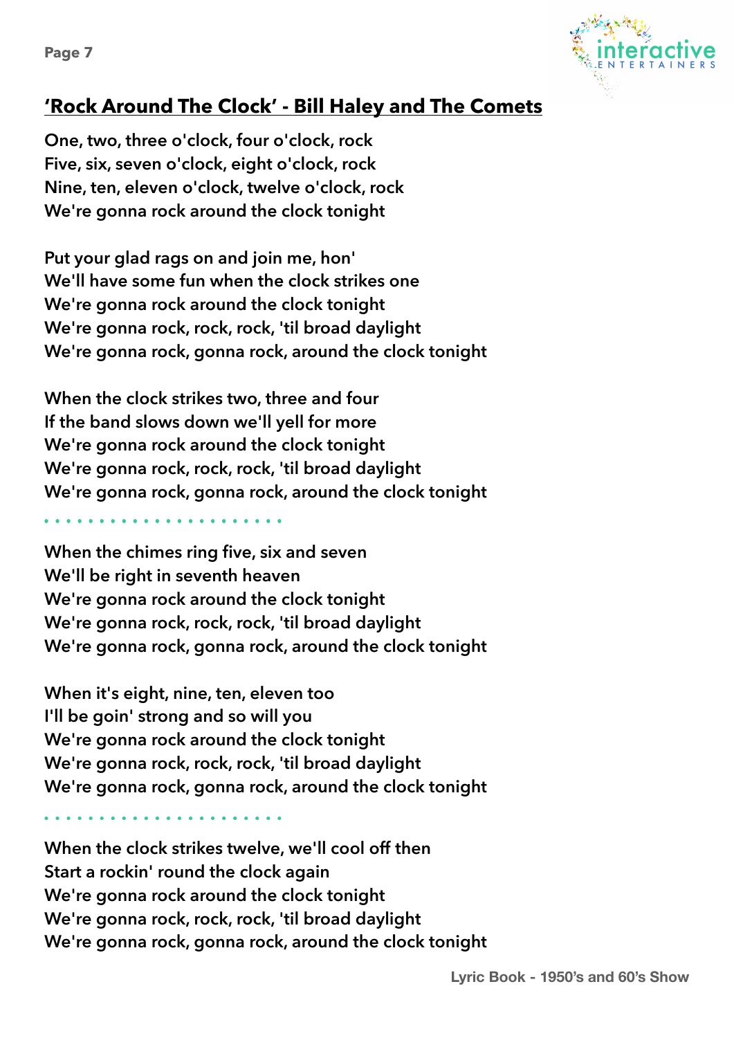## **'Rock Around The Clock' - Bill Haley and The Comets**

**One, two, three o'clock, four o'clock, rock**
**Five, six, seven o'clock, eight o'clock, rock**
**Nine, ten, eleven o'clock, twelve o'clock, rock**
**We're gonna rock around the clock tonight**

**Put your glad rags on and join me, hon'**
**We'll have some fun when the clock strikes one**
**We're gonna rock around the clock tonight**
**We're gonna rock, rock, rock, 'til broad daylight**
**We're gonna rock, gonna rock, around the clock tonight**

**When the clock strikes two, three and four**
**If the band slows down we'll yell for more**
**We're gonna rock around the clock tonight**
**We're gonna rock, rock, rock, 'til broad daylight**
**We're gonna rock, gonna rock, around the clock tonight**

. . . . . . . . . . . . . . . . . . . . . .

**When the chimes ring five, six and seven**
**We'll be right in seventh heaven**
**We're gonna rock around the clock tonight**
**We're gonna rock, rock, rock, 'til broad daylight**
**We're gonna rock, gonna rock, around the clock tonight**

**When it's eight, nine, ten, eleven too**
**I'll be goin' strong and so will you**
**We're gonna rock around the clock tonight**
**We're gonna rock, rock, rock, 'til broad daylight**
**We're gonna rock, gonna rock, around the clock tonight**

. . . . . . . . . . . . . . . . . . . . . .

**When the clock strikes twelve, we'll cool off then**
**Start a rockin' round the clock again**
**We're gonna rock around the clock tonight**
**We're gonna rock, rock, rock, 'til broad daylight**
**We're gonna rock, gonna rock, around the clock tonight**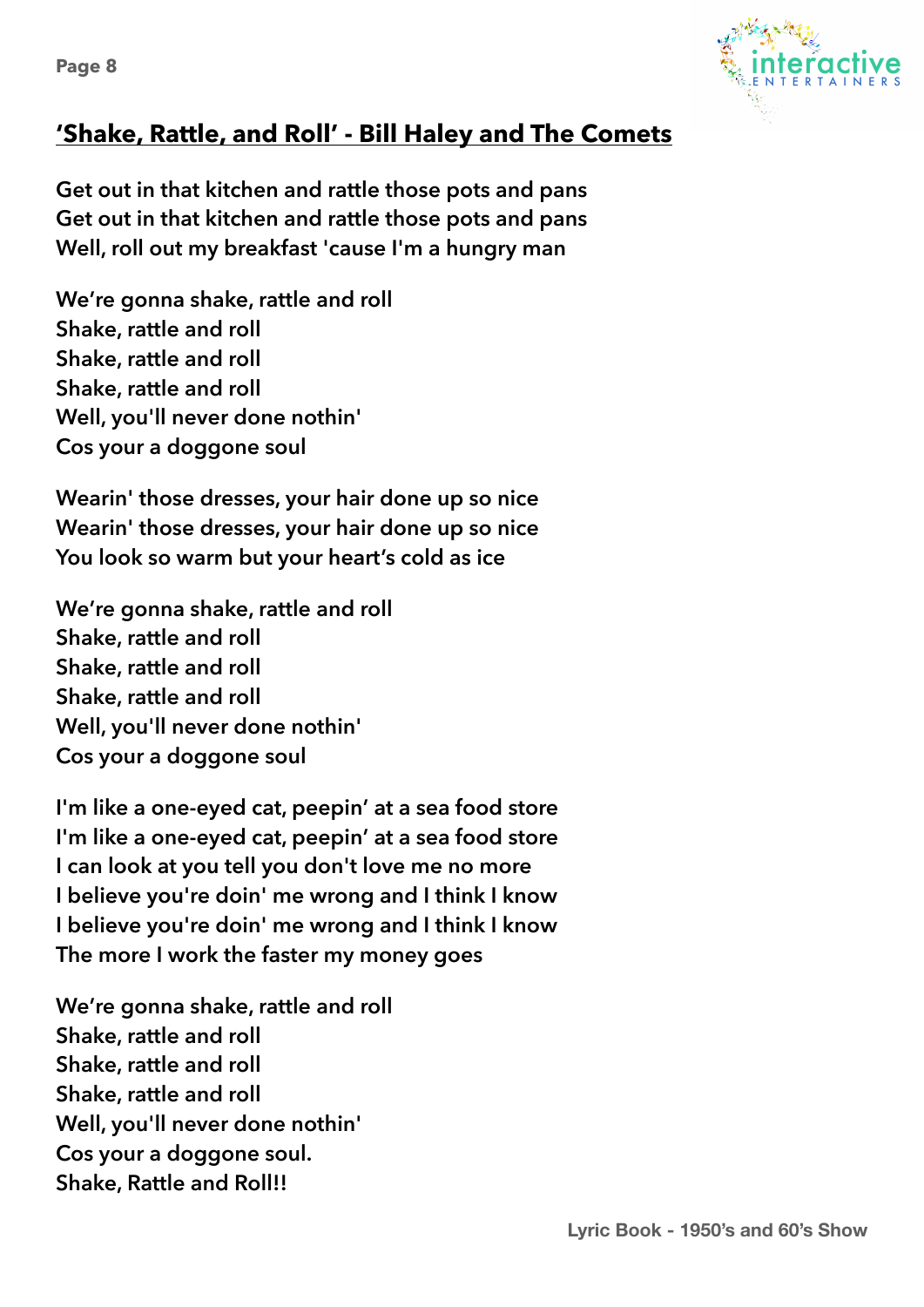## 'Shake, Rattle, and Roll' - Bill Haley and The Comets

**Get out in that kitchen and rattle those pots and pans**
**Get out in that kitchen and rattle those pots and pans**
**Well, roll out my breakfast 'cause I'm a hungry man**

**We're gonna shake, rattle and roll**
**Shake, rattle and roll**
**Shake, rattle and roll**
**Shake, rattle and roll**
**Well, you'll never done nothin'**
**Cos your a doggone soul**

**Wearin' those dresses, your hair done up so nice**
**Wearin' those dresses, your hair done up so nice**
**You look so warm but your heart's cold as ice**

**We're gonna shake, rattle and roll**
**Shake, rattle and roll**
**Shake, rattle and roll**
**Shake, rattle and roll**
**Well, you'll never done nothin'**
**Cos your a doggone soul**

**I'm like a one-eyed cat, peepin' at a sea food store**
**I'm like a one-eyed cat, peepin' at a sea food store**
**I can look at you tell you don't love me no more**
**I believe you're doin' me wrong and I think I know**
**I believe you're doin' me wrong and I think I know**
**The more I work the faster my money goes**

**We're gonna shake, rattle and roll**
**Shake, rattle and roll**
**Shake, rattle and roll**
**Shake, rattle and roll**
**Well, you'll never done nothin'**
**Cos your a doggone soul.**
**Shake, Rattle and Roll!!**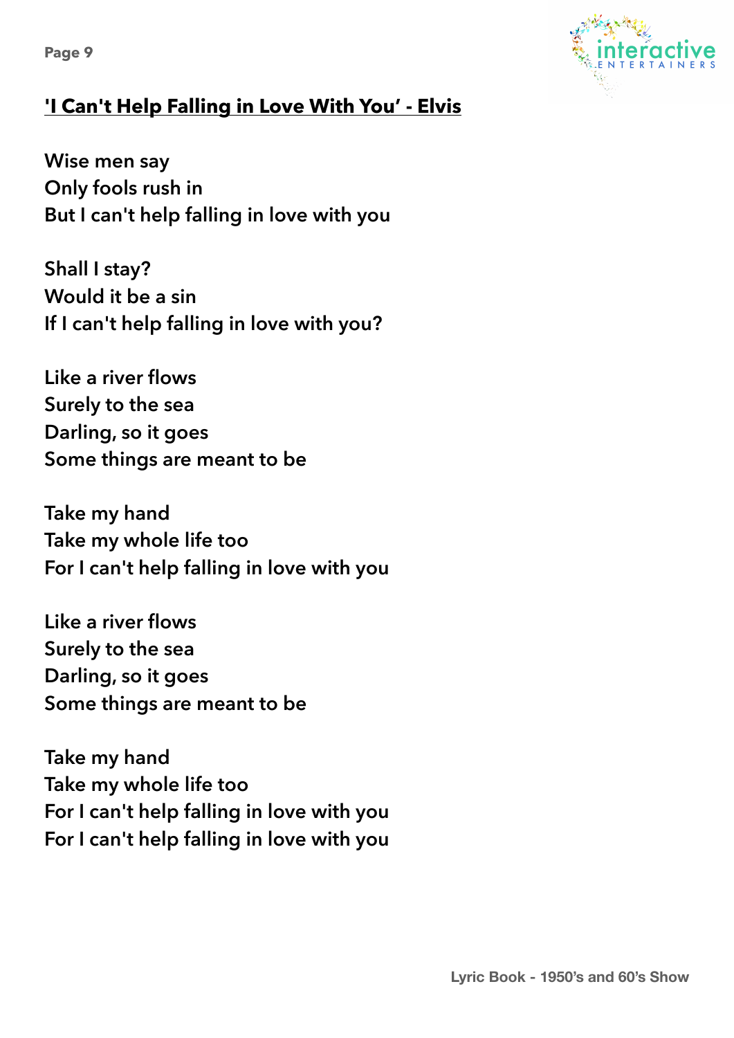## 'I Can't Help Falling in Love With You' - Elvis

Wise men say
Only fools rush in
But I can't help falling in love with you

Shall I stay?
Would it be a sin
If I can't help falling in love with you?

Like a river flows
Surely to the sea
Darling, so it goes
Some things are meant to be

Take my hand
Take my whole life too
For I can't help falling in love with you

Like a river flows
Surely to the sea
Darling, so it goes
Some things are meant to be

Take my hand
Take my whole life too
For I can't help falling in love with you
For I can't help falling in love with you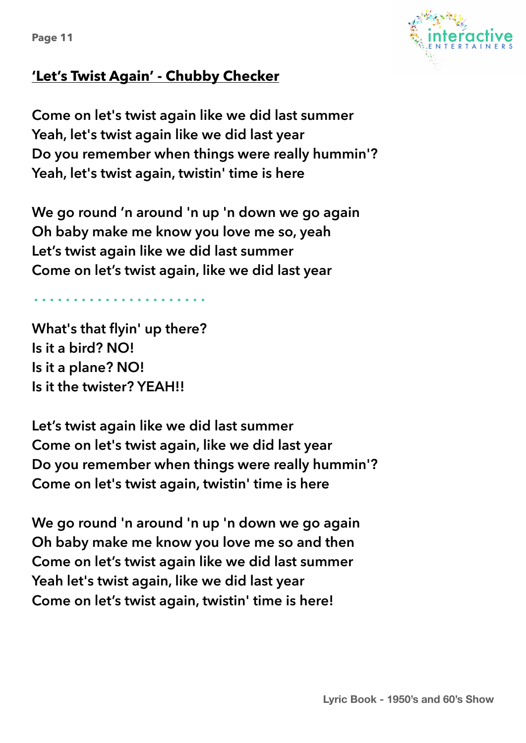## 'Let's Twist Again' - Chubby Checker

**Come on let's twist again like we did last summer**
**Yeah, let's twist again like we did last year**
**Do you remember when things were really hummin'?**
**Yeah, let's twist again, twistin' time is here**

**We go round 'n around 'n up 'n down we go again**
**Oh baby make me know you love me so, yeah**
**Let's twist again like we did last summer**
**Come on let's twist again, like we did last year**

. . . . . . . . . . . . . . . . . . . . . .

**What's that flyin' up there?**
**Is it a bird? NO!**
**Is it a plane? NO!**
**Is it the twister? YEAH!!**

**Let's twist again like we did last summer**
**Come on let's twist again, like we did last year**
**Do you remember when things were really hummin'?**
**Come on let's twist again, twistin' time is here**

**We go round 'n around 'n up 'n down we go again**
**Oh baby make me know you love me so and then**
**Come on let's twist again like we did last summer**
**Yeah let's twist again, like we did last year**
**Come on let's twist again, twistin' time is here!**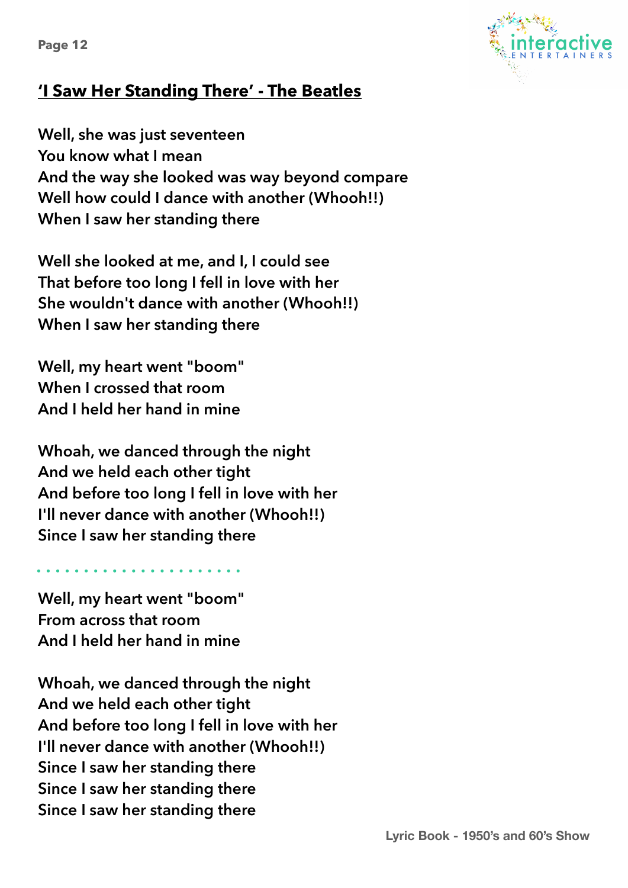## 'I Saw Her Standing There' - The Beatles

Well, she was just seventeen
You know what I mean
And the way she looked was way beyond compare
Well how could I dance with another (Whooh!!)
When I saw her standing there

Well she looked at me, and I, I could see
That before too long I fell in love with her
She wouldn't dance with another (Whooh!!)
When I saw her standing there

Well, my heart went "boom"
When I crossed that room
And I held her hand in mine

Whoah, we danced through the night
And we held each other tight
And before too long I fell in love with her
I'll never dance with another (Whooh!!)
Since I saw her standing there

. . . . . . . . . . . . . . . . . . . . . .

Well, my heart went "boom"
From across that room
And I held her hand in mine

Whoah, we danced through the night
And we held each other tight
And before too long I fell in love with her
I'll never dance with another (Whooh!!)
Since I saw her standing there
Since I saw her standing there
Since I saw her standing there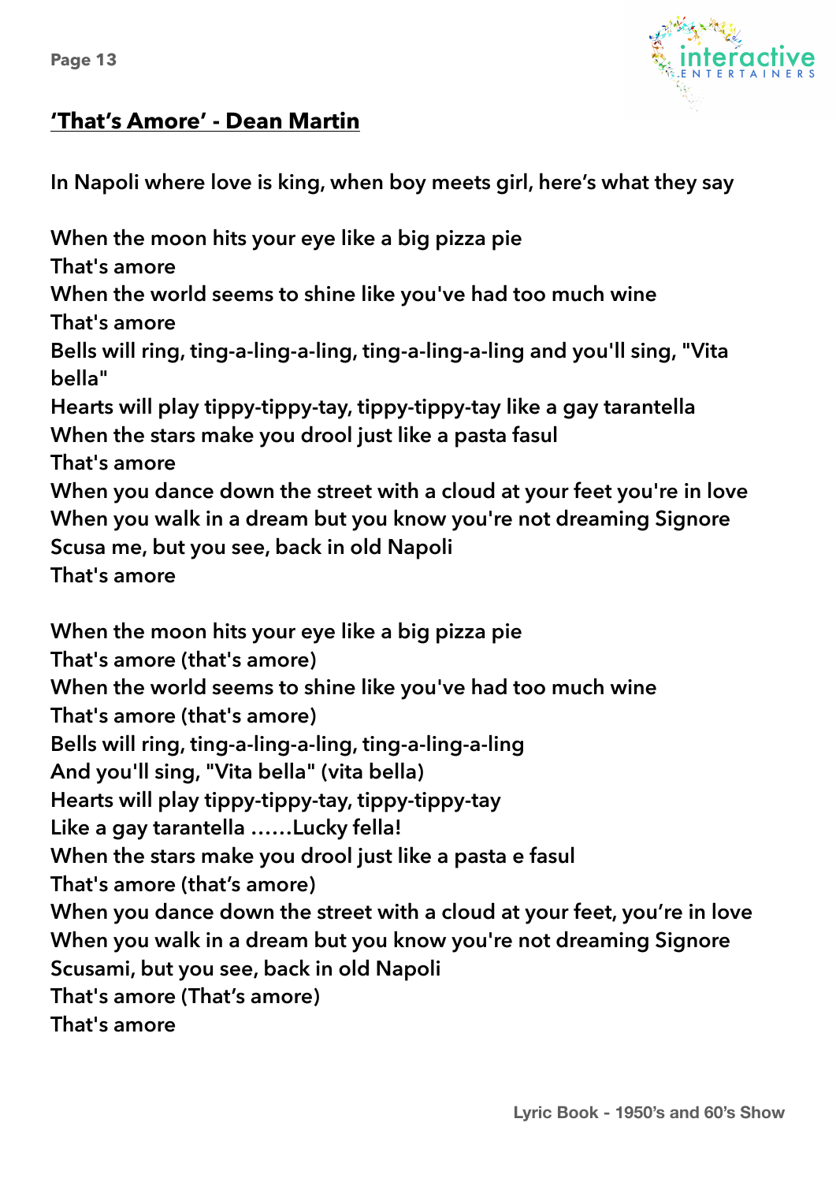## 'That's Amore' - Dean Martin

In Napoli where love is king, when boy meets girl, here's what they say

When the moon hits your eye like a big pizza pie
That's amore
When the world seems to shine like you've had too much wine
That's amore
Bells will ring, ting-a-ling-a-ling, ting-a-ling-a-ling and you'll sing, "Vita bella"
Hearts will play tippy-tippy-tay, tippy-tippy-tay like a gay tarantella
When the stars make you drool just like a pasta fasul
That's amore
When you dance down the street with a cloud at your feet you're in love
When you walk in a dream but you know you're not dreaming Signore
Scusa me, but you see, back in old Napoli
That's amore

When the moon hits your eye like a big pizza pie
That's amore (that's amore)
When the world seems to shine like you've had too much wine
That's amore (that's amore)
Bells will ring, ting-a-ling-a-ling, ting-a-ling-a-ling
And you'll sing, "Vita bella" (vita bella)
Hearts will play tippy-tippy-tay, tippy-tippy-tay
Like a gay tarantella ……Lucky fella!
When the stars make you drool just like a pasta e fasul
That's amore (that's amore)
When you dance down the street with a cloud at your feet, you're in love
When you walk in a dream but you know you're not dreaming Signore
Scusami, but you see, back in old Napoli
That's amore (That's amore)
That's amore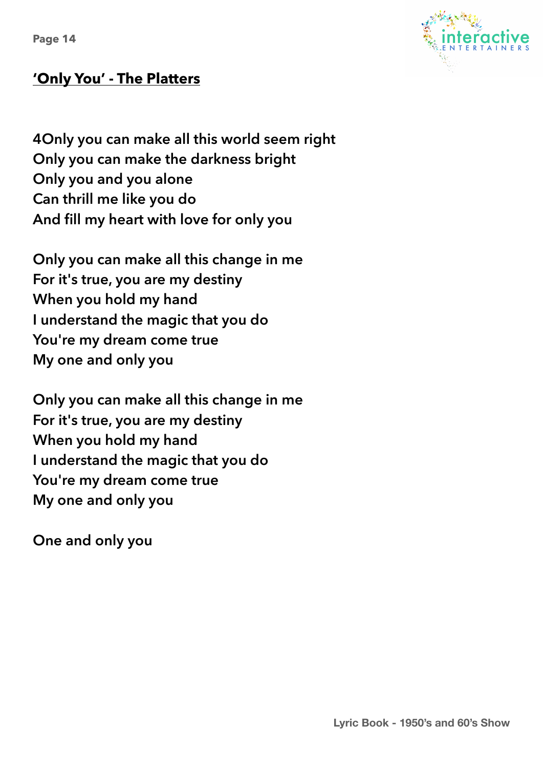## 'Only You' - The Platters

4Only you can make all this world seem right
Only you can make the darkness bright
Only you and you alone
Can thrill me like you do
And fill my heart with love for only you

Only you can make all this change in me
For it's true, you are my destiny
When you hold my hand
I understand the magic that you do
You're my dream come true
My one and only you

Only you can make all this change in me
For it's true, you are my destiny
When you hold my hand
I understand the magic that you do
You're my dream come true
My one and only you

One and only you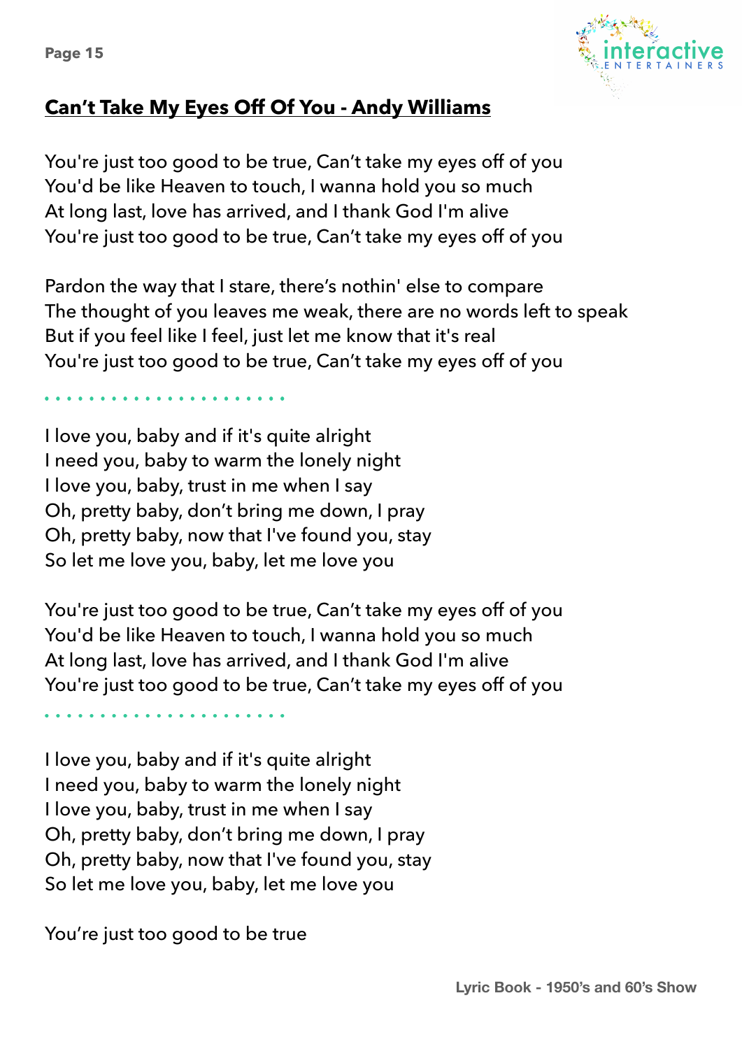## Can’t Take My Eyes Off Of You - Andy Williams

You're just too good to be true, Can’t take my eyes off of you
You'd be like Heaven to touch, I wanna hold you so much
At long last, love has arrived, and I thank God I'm alive
You're just too good to be true, Can’t take my eyes off of you

Pardon the way that I stare, there’s nothin' else to compare
The thought of you leaves me weak, there are no words left to speak
But if you feel like I feel, just let me know that it's real
You're just too good to be true, Can’t take my eyes off of you

I love you, baby and if it's quite alright
I need you, baby to warm the lonely night
I love you, baby, trust in me when I say
Oh, pretty baby, don’t bring me down, I pray
Oh, pretty baby, now that I've found you, stay
So let me love you, baby, let me love you

You're just too good to be true, Can’t take my eyes off of you
You'd be like Heaven to touch, I wanna hold you so much
At long last, love has arrived, and I thank God I'm alive
You're just too good to be true, Can’t take my eyes off of you

I love you, baby and if it's quite alright
I need you, baby to warm the lonely night
I love you, baby, trust in me when I say
Oh, pretty baby, don’t bring me down, I pray
Oh, pretty baby, now that I've found you, stay
So let me love you, baby, let me love you

You’re just too good to be true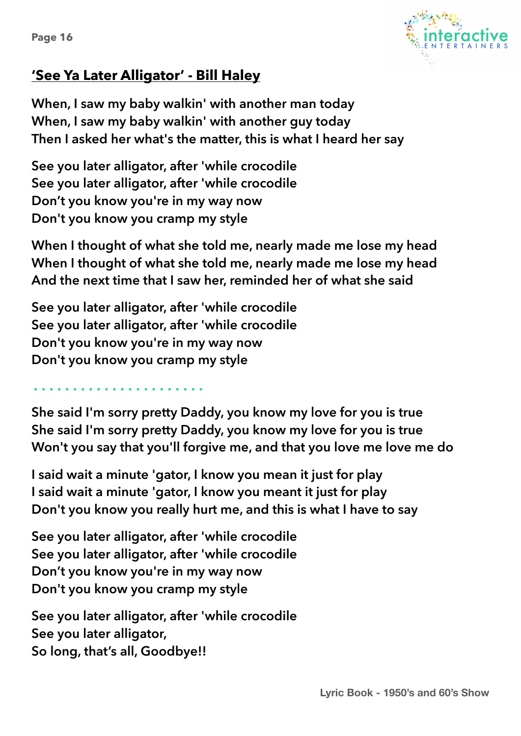## **'See Ya Later Alligator' - Bill Haley**

When, I saw my baby walkin' with another man today
When, I saw my baby walkin' with another guy today
Then I asked her what's the matter, this is what I heard her say

See you later alligator, after 'while crocodile
See you later alligator, after 'while crocodile
Don't you know you're in my way now
Don't you know you cramp my style

When I thought of what she told me, nearly made me lose my head
When I thought of what she told me, nearly made me lose my head
And the next time that I saw her, reminded her of what she said

See you later alligator, after 'while crocodile
See you later alligator, after 'while crocodile
Don't you know you're in my way now
Don't you know you cramp my style

. . . . . . . . . . . . . . . . . . . . . .

She said I'm sorry pretty Daddy, you know my love for you is true
She said I'm sorry pretty Daddy, you know my love for you is true
Won't you say that you'll forgive me, and that you love me love me do

I said wait a minute 'gator, I know you mean it just for play
I said wait a minute 'gator, I know you meant it just for play
Don't you know you really hurt me, and this is what I have to say

See you later alligator, after 'while crocodile
See you later alligator, after 'while crocodile
Don't you know you're in my way now
Don't you know you cramp my style

See you later alligator, after 'while crocodile
See you later alligator,
So long, that's all, Goodbye!!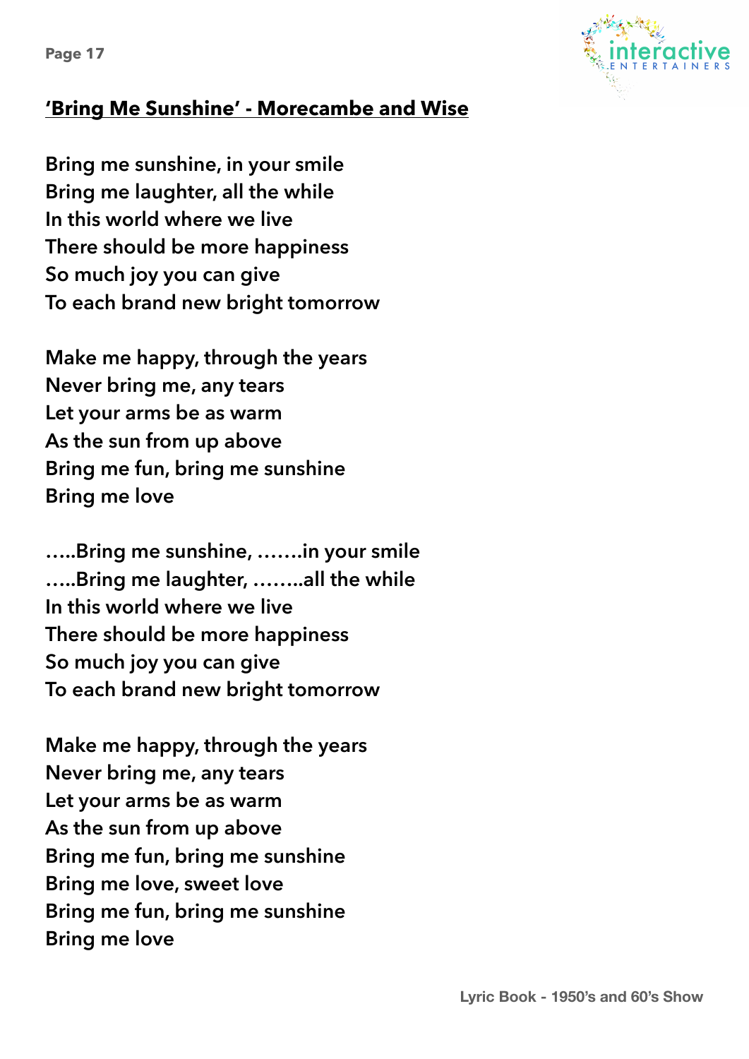## **'Bring Me Sunshine' - Morecambe and Wise**

**Bring me sunshine, in your smile**
**Bring me laughter, all the while**
**In this world where we live**
**There should be more happiness**
**So much joy you can give**
**To each brand new bright tomorrow**

**Make me happy, through the years**
**Never bring me, any tears**
**Let your arms be as warm**
**As the sun from up above**
**Bring me fun, bring me sunshine**
**Bring me love**

**…..Bring me sunshine, …….in your smile**
**…..Bring me laughter, ……..all the while**
**In this world where we live**
**There should be more happiness**
**So much joy you can give**
**To each brand new bright tomorrow**

**Make me happy, through the years**
**Never bring me, any tears**
**Let your arms be as warm**
**As the sun from up above**
**Bring me fun, bring me sunshine**
**Bring me love, sweet love**
**Bring me fun, bring me sunshine**
**Bring me love**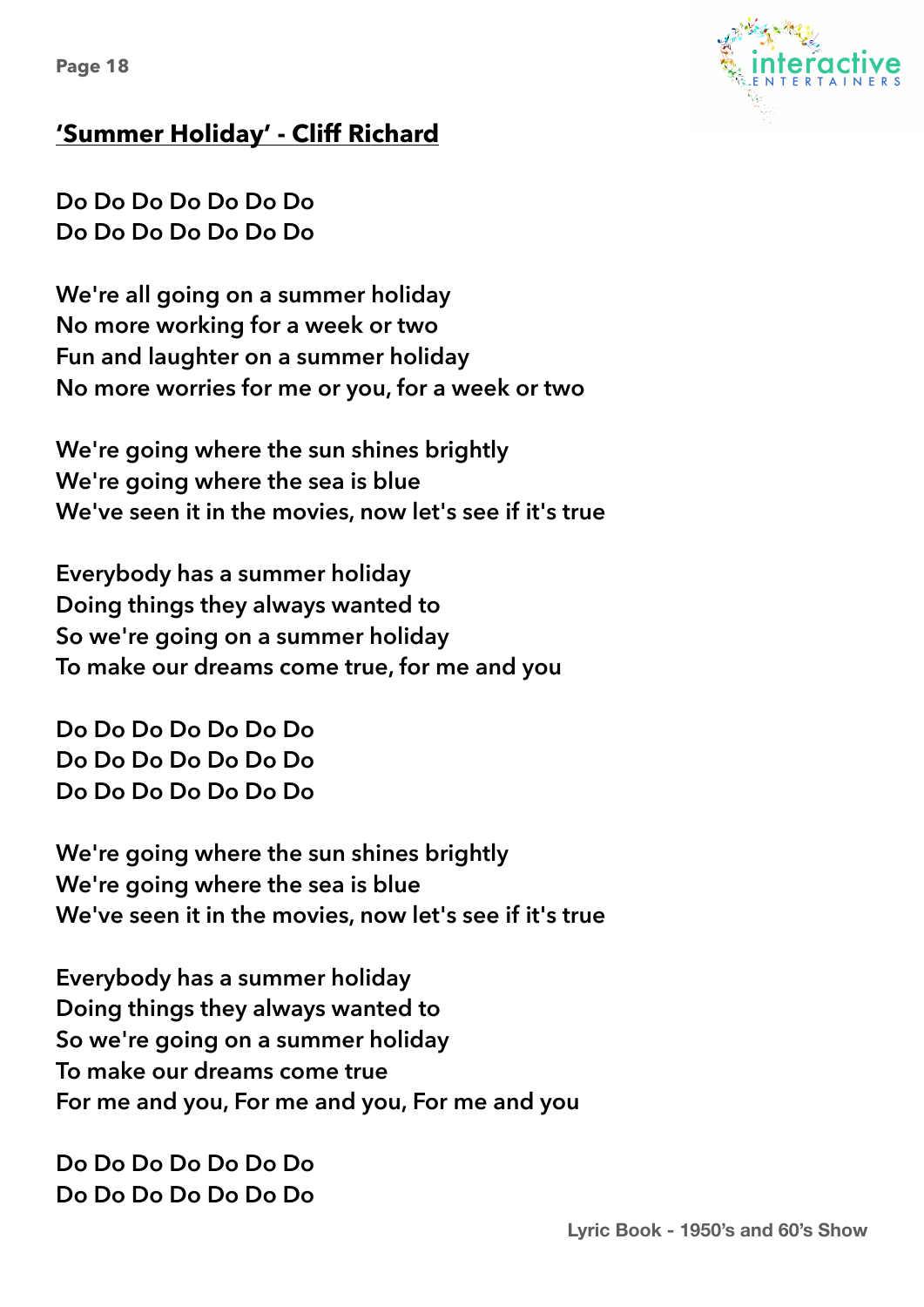## **'Summer Holiday' - Cliff Richard**

**Do Do Do Do Do Do Do**
**Do Do Do Do Do Do Do**

**We're all going on a summer holiday**
**No more working for a week or two**
**Fun and laughter on a summer holiday**
**No more worries for me or you, for a week or two**

**We're going where the sun shines brightly**
**We're going where the sea is blue**
**We've seen it in the movies, now let's see if it's true**

**Everybody has a summer holiday**
**Doing things they always wanted to**
**So we're going on a summer holiday**
**To make our dreams come true, for me and you**

**Do Do Do Do Do Do Do**
**Do Do Do Do Do Do Do**
**Do Do Do Do Do Do Do**

**We're going where the sun shines brightly**
**We're going where the sea is blue**
**We've seen it in the movies, now let's see if it's true**

**Everybody has a summer holiday**
**Doing things they always wanted to**
**So we're going on a summer holiday**
**To make our dreams come true**
**For me and you, For me and you, For me and you**

**Do Do Do Do Do Do Do**
**Do Do Do Do Do Do Do**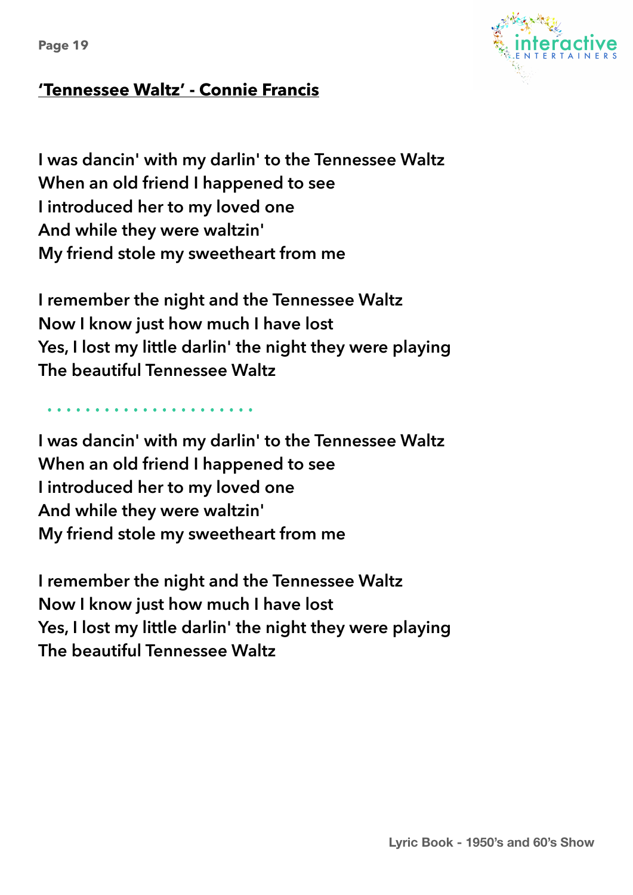**'Tennessee Waltz' - Connie Francis**

I was dancin' with my darlin' to the Tennessee Waltz
When an old friend I happened to see
I introduced her to my loved one
And while they were waltzin'
My friend stole my sweetheart from me

I remember the night and the Tennessee Waltz
Now I know just how much I have lost
Yes, I lost my little darlin' the night they were playing
The beautiful Tennessee Waltz

. . . . . . . . . . . . . . . . . . . . . .

I was dancin' with my darlin' to the Tennessee Waltz
When an old friend I happened to see
I introduced her to my loved one
And while they were waltzin'
My friend stole my sweetheart from me

I remember the night and the Tennessee Waltz
Now I know just how much I have lost
Yes, I lost my little darlin' the night they were playing
The beautiful Tennessee Waltz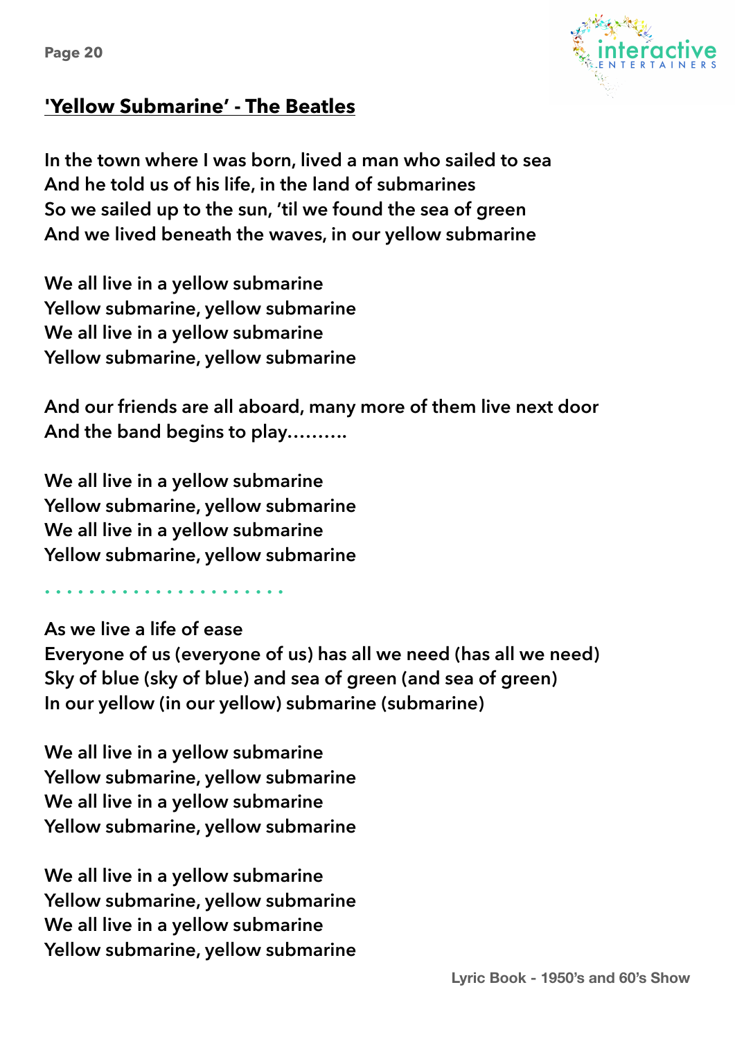## **'Yellow Submarine' - The Beatles**

**In the town where I was born, lived a man who sailed to sea**
**And he told us of his life, in the land of submarines**
**So we sailed up to the sun, 'til we found the sea of green**
**And we lived beneath the waves, in our yellow submarine**

**We all live in a yellow submarine**
**Yellow submarine, yellow submarine**
**We all live in a yellow submarine**
**Yellow submarine, yellow submarine**

**And our friends are all aboard, many more of them live next door**
**And the band begins to play……….**

**We all live in a yellow submarine**
**Yellow submarine, yellow submarine**
**We all live in a yellow submarine**
**Yellow submarine, yellow submarine**

. . . . . . . . . . . . . . . . . . . . . .

**As we live a life of ease**
**Everyone of us (everyone of us) has all we need (has all we need)**
**Sky of blue (sky of blue) and sea of green (and sea of green)**
**In our yellow (in our yellow) submarine (submarine)**

**We all live in a yellow submarine**
**Yellow submarine, yellow submarine**
**We all live in a yellow submarine**
**Yellow submarine, yellow submarine**

**We all live in a yellow submarine**
**Yellow submarine, yellow submarine**
**We all live in a yellow submarine**
**Yellow submarine, yellow submarine**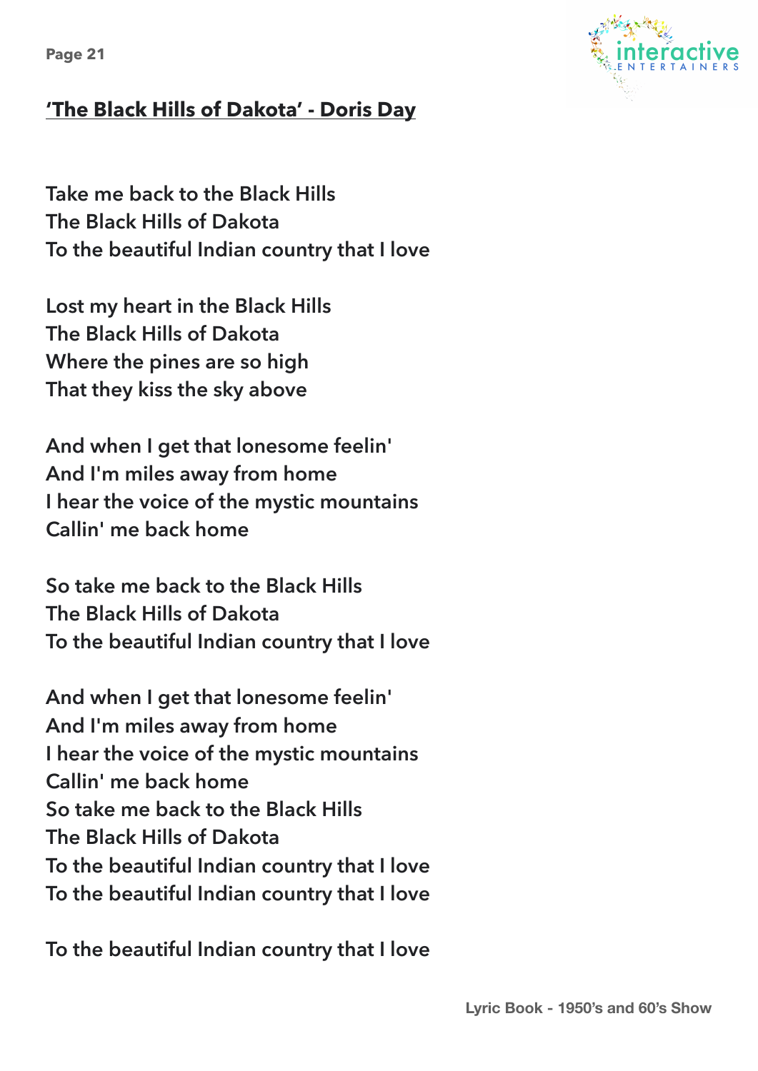**'The Black Hills of Dakota' - Doris Day**

Take me back to the Black Hills
The Black Hills of Dakota
To the beautiful Indian country that I love

Lost my heart in the Black Hills
The Black Hills of Dakota
Where the pines are so high
That they kiss the sky above

And when I get that lonesome feelin'
And I'm miles away from home
I hear the voice of the mystic mountains
Callin' me back home

So take me back to the Black Hills
The Black Hills of Dakota
To the beautiful Indian country that I love

And when I get that lonesome feelin'
And I'm miles away from home
I hear the voice of the mystic mountains
Callin' me back home
So take me back to the Black Hills
The Black Hills of Dakota
To the beautiful Indian country that I love
To the beautiful Indian country that I love

To the beautiful Indian country that I love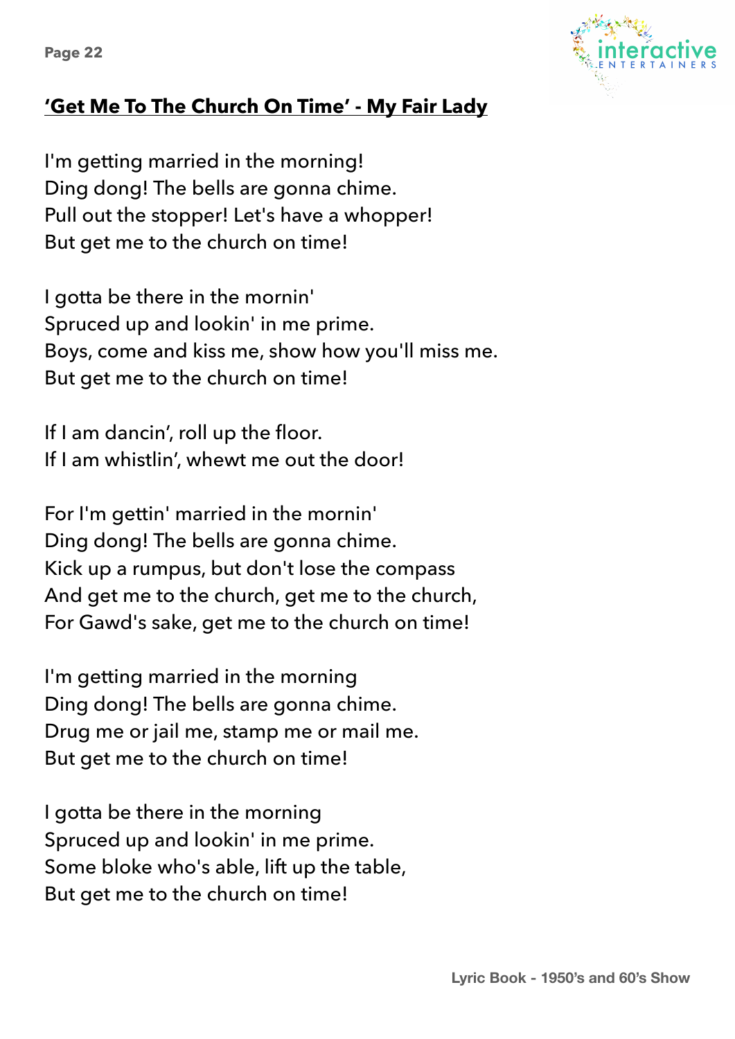**<u>'Get Me To The Church On Time' - My Fair Lady</u>**

I'm getting married in the morning!
Ding dong! The bells are gonna chime.
Pull out the stopper! Let's have a whopper!
But get me to the church on time!

I gotta be there in the mornin'
Spruced up and lookin' in me prime.
Boys, come and kiss me, show how you'll miss me.
But get me to the church on time!

If I am dancin', roll up the floor.
If I am whistlin', whewt me out the door!

For I'm gettin' married in the mornin'
Ding dong! The bells are gonna chime.
Kick up a rumpus, but don't lose the compass
And get me to the church, get me to the church,
For Gawd's sake, get me to the church on time!

I'm getting married in the morning
Ding dong! The bells are gonna chime.
Drug me or jail me, stamp me or mail me.
But get me to the church on time!

I gotta be there in the morning
Spruced up and lookin' in me prime.
Some bloke who's able, lift up the table,
But get me to the church on time!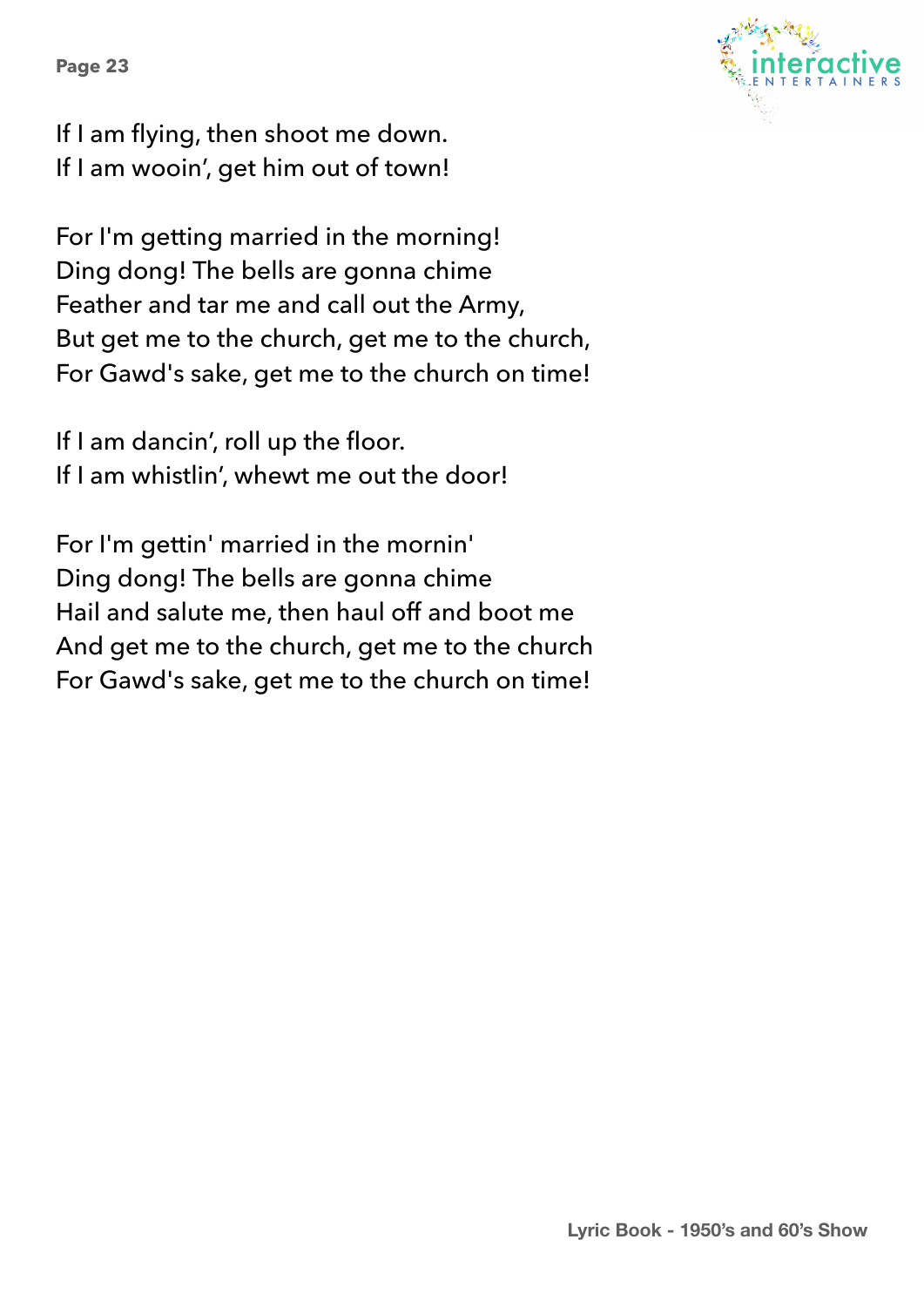If I am flying, then shoot me down.
If I am wooin', get him out of town!

For I'm getting married in the morning!
Ding dong! The bells are gonna chime
Feather and tar me and call out the Army,
But get me to the church, get me to the church,
For Gawd's sake, get me to the church on time!

If I am dancin', roll up the floor.
If I am whistlin', whewt me out the door!

For I'm gettin' married in the mornin'
Ding dong! The bells are gonna chime
Hail and salute me, then haul off and boot me
And get me to the church, get me to the church
For Gawd's sake, get me to the church on time!